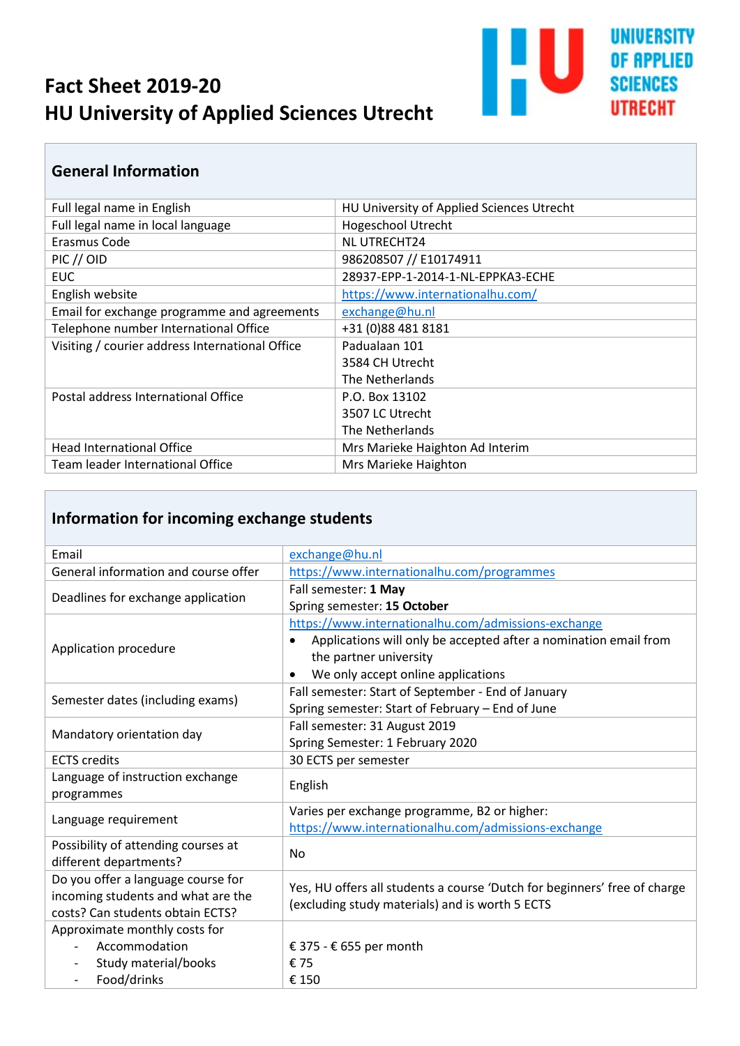# Fact Sheet 2019-20
# HU University of Applied Sciences Utrecht

UNIVERSITY OF APPLIED SCIENCES UTRECHT

## General Information

| | |
|---|---|
| Full legal name in English | HU University of Applied Sciences Utrecht |
| Full legal name in local language | Hogeschool Utrecht |
| Erasmus Code | NL UTRECHT24 |
| PIC // OID | 986208507 // E10174911 |
| EUC | 28937-EPP-1-2014-1-NL-EPPKA3-ECHE |
| English website | https://www.internationalhu.com/ |
| Email for exchange programme and agreements | exchange@hu.nl |
| Telephone number International Office | +31 (0)88 481 8181 |
| Visiting / courier address International Office | Padualaan 101<br>3584 CH Utrecht<br>The Netherlands |
| Postal address International Office | P.O. Box 13102<br>3507 LC Utrecht<br>The Netherlands |
| Head International Office | Mrs Marieke Haighton Ad Interim |
| Team leader International Office | Mrs Marieke Haighton |

## Information for incoming exchange students

| | |
|---|---|
| Email | exchange@hu.nl |
| General information and course offer | https://www.internationalhu.com/programmes |
| Deadlines for exchange application | Fall semester: **1 May**<br>Spring semester: **15 October** |
| Application procedure | https://www.internationalhu.com/admissions-exchange<br>• Applications will only be accepted after a nomination email from the partner university<br>• We only accept online applications |
| Semester dates (including exams) | Fall semester: Start of September - End of January<br>Spring semester: Start of February – End of June |
| Mandatory orientation day | Fall semester: 31 August 2019<br>Spring Semester: 1 February 2020 |
| ECTS credits | 30 ECTS per semester |
| Language of instruction exchange programmes | English |
| Language requirement | Varies per exchange programme, B2 or higher:<br>https://www.internationalhu.com/admissions-exchange |
| Possibility of attending courses at different departments? | No |
| Do you offer a language course for incoming students and what are the costs? Can students obtain ECTS? | Yes, HU offers all students a course 'Dutch for beginners' free of charge (excluding study materials) and is worth 5 ECTS |
| Approximate monthly costs for<br>- Accommodation<br>- Study material/books<br>- Food/drinks | <br>€ 375 - € 655 per month<br>€ 75<br>€ 150 |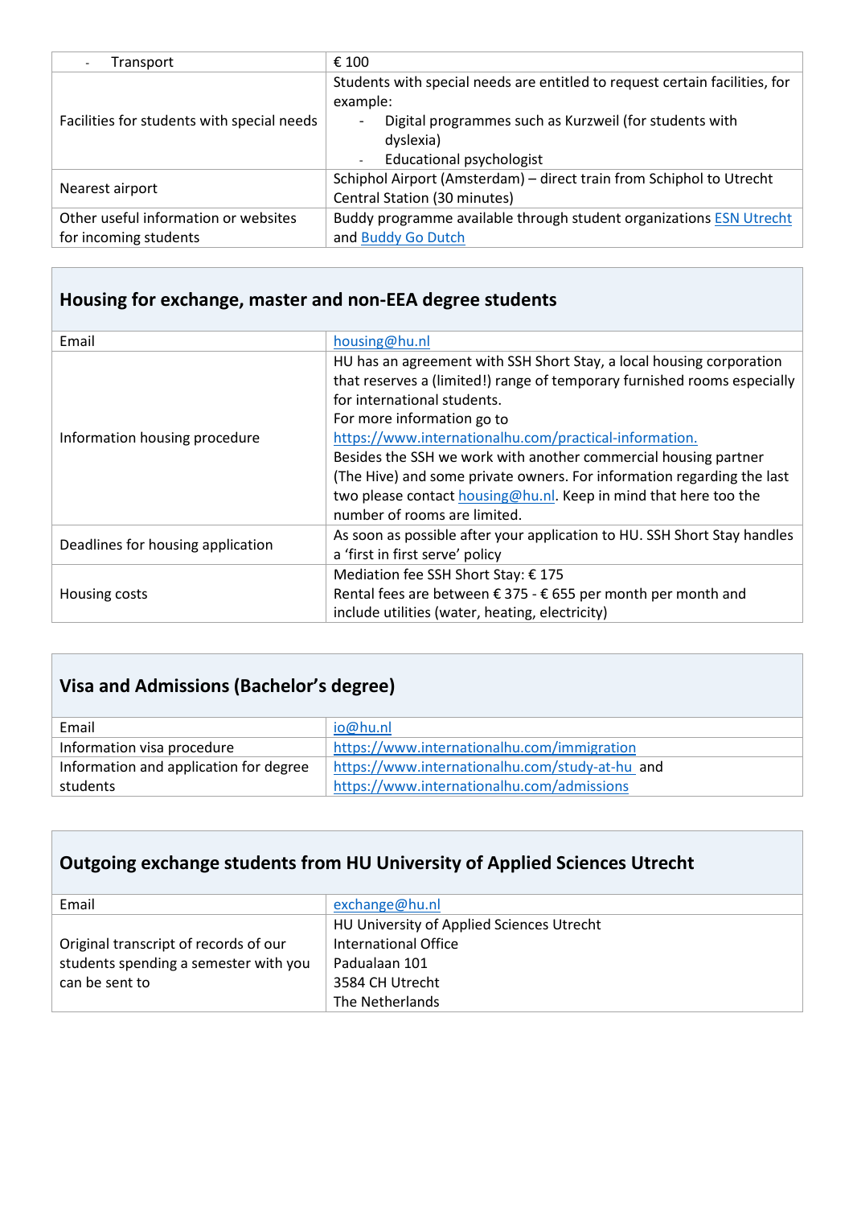| | |
|---|---|
| - Transport | € 100 |
| Facilities for students with special needs | Students with special needs are entitled to request certain facilities, for example:<br>- Digital programmes such as Kurzweil (for students with dyslexia)<br>- Educational psychologist |
| Nearest airport | Schiphol Airport (Amsterdam) – direct train from Schiphol to Utrecht Central Station (30 minutes) |
| Other useful information or websites for incoming students | Buddy programme available through student organizations ESN Utrecht and Buddy Go Dutch |

## Housing for exchange, master and non-EEA degree students

| | |
|---|---|
| Email | housing@hu.nl |
| Information housing procedure | HU has an agreement with SSH Short Stay, a local housing corporation that reserves a (limited!) range of temporary furnished rooms especially for international students.<br>For more information go to https://www.internationalhu.com/practical-information.<br>Besides the SSH we work with another commercial housing partner (The Hive) and some private owners. For information regarding the last two please contact housing@hu.nl. Keep in mind that here too the number of rooms are limited. |
| Deadlines for housing application | As soon as possible after your application to HU. SSH Short Stay handles a 'first in first serve' policy |
| Housing costs | Mediation fee SSH Short Stay: € 175<br>Rental fees are between € 375 - € 655 per month per month and include utilities (water, heating, electricity) |

## Visa and Admissions (Bachelor's degree)

| | |
|---|---|
| Email | io@hu.nl |
| Information visa procedure | https://www.internationalhu.com/immigration |
| Information and application for degree students | https://www.internationalhu.com/study-at-hu and https://www.internationalhu.com/admissions |

## Outgoing exchange students from HU University of Applied Sciences Utrecht

| | |
|---|---|
| Email | exchange@hu.nl |
| Original transcript of records of our students spending a semester with you can be sent to | HU University of Applied Sciences Utrecht<br>International Office<br>Padualaan 101<br>3584 CH Utrecht<br>The Netherlands |